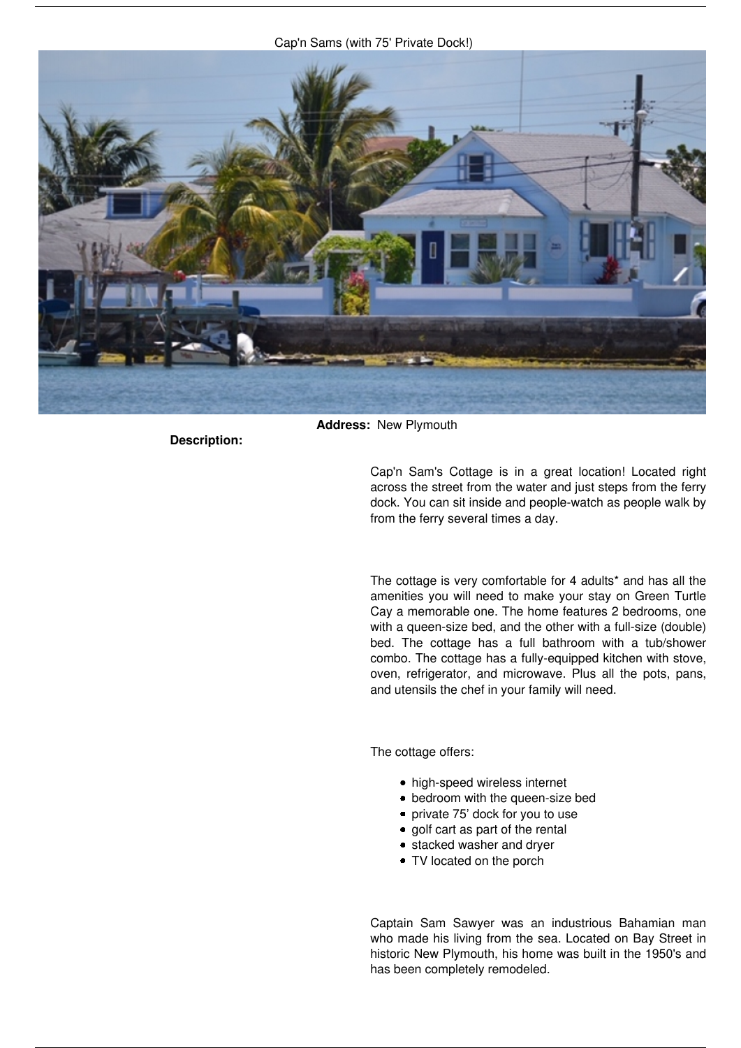# Cap'n Sams (with 75' Private Dock!)

**Address:** New Plymouth

**Description:**

Cap'n Sam's Cottage is in a great location! Located right across the street from the water and just steps from the ferry dock. You can sit inside and people-watch as people walk by from the ferry several times a day.

The cottage is very comfortable for 4 adults* and has all the amenities you will need to make your stay on Green Turtle Cay a memorable one. The home features 2 bedrooms, one with a queen-size bed, and the other with a full-size (double) bed. The cottage has a full bathroom with a tub/shower combo. The cottage has a fully-equipped kitchen with stove, oven, refrigerator, and microwave. Plus all the pots, pans, and utensils the chef in your family will need.

The cottage offers:

- high-speed wireless internet
- bedroom with the queen-size bed
- private 75' dock for you to use
- golf cart as part of the rental
- stacked washer and dryer
- TV located on the porch

Captain Sam Sawyer was an industrious Bahamian man who made his living from the sea. Located on Bay Street in historic New Plymouth, his home was built in the 1950's and has been completely remodeled.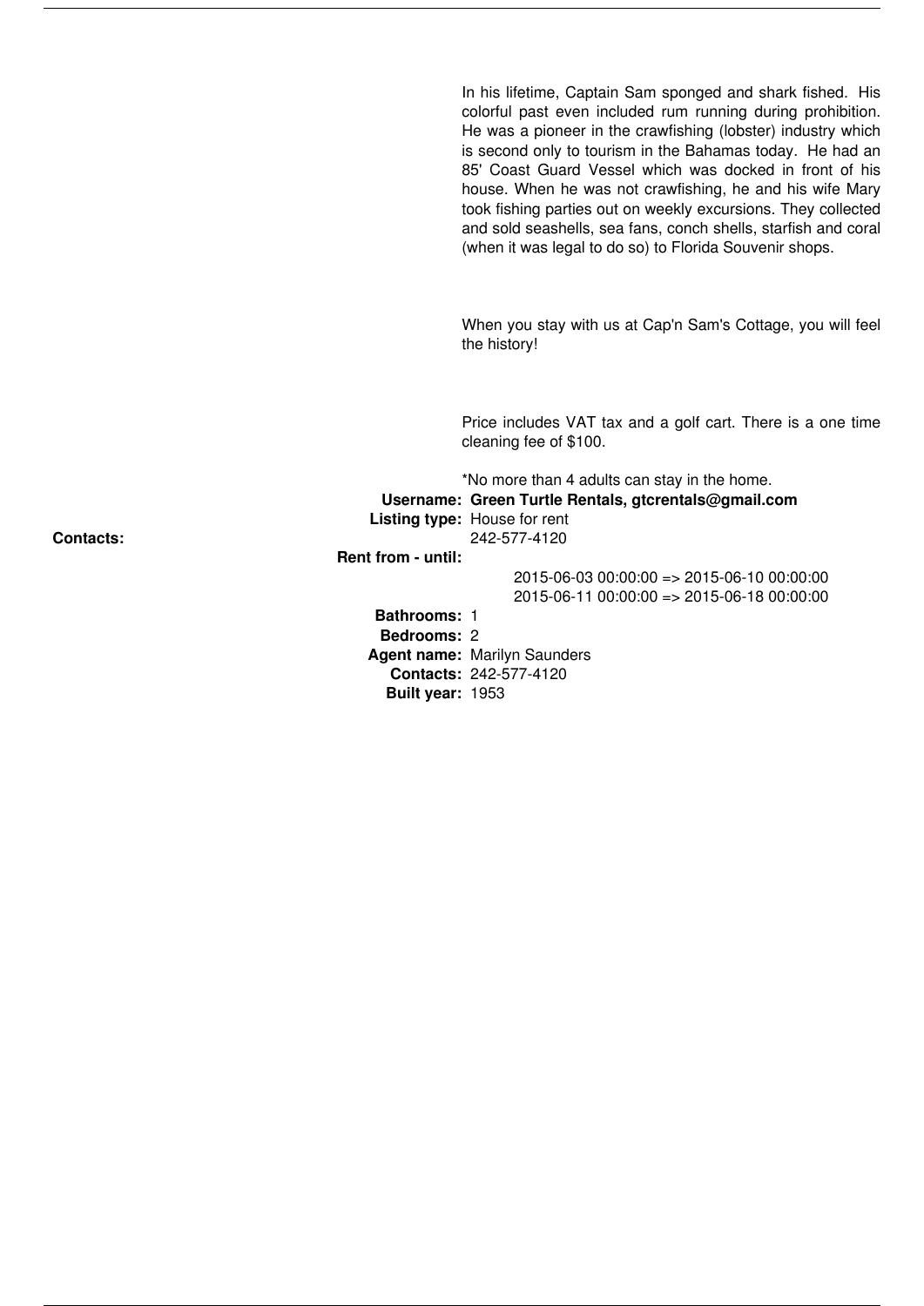In his lifetime, Captain Sam sponged and shark fished. His colorful past even included rum running during prohibition. He was a pioneer in the crawfishing (lobster) industry which is second only to tourism in the Bahamas today. He had an 85' Coast Guard Vessel which was docked in front of his house. When he was not crawfishing, he and his wife Mary took fishing parties out on weekly excursions. They collected and sold seashells, sea fans, conch shells, starfish and coral (when it was legal to do so) to Florida Souvenir shops.

When you stay with us at Cap'n Sam's Cottage, you will feel the history!

Price includes VAT tax and a golf cart. There is a one time cleaning fee of $100.

*No more than 4 adults can stay in the home.

**Username:** **Green Turtle Rentals, gtcrentals@gmail.com**

**Listing type:** House for rent

**Contacts:** 242-577-4120

**Rent from - until:**

2015-06-03 00:00:00 => 2015-06-10 00:00:00

2015-06-11 00:00:00 => 2015-06-18 00:00:00

**Bathrooms:** 1

**Bedrooms:** 2

**Agent name:** Marilyn Saunders

**Contacts:** 242-577-4120

**Built year:** 1953